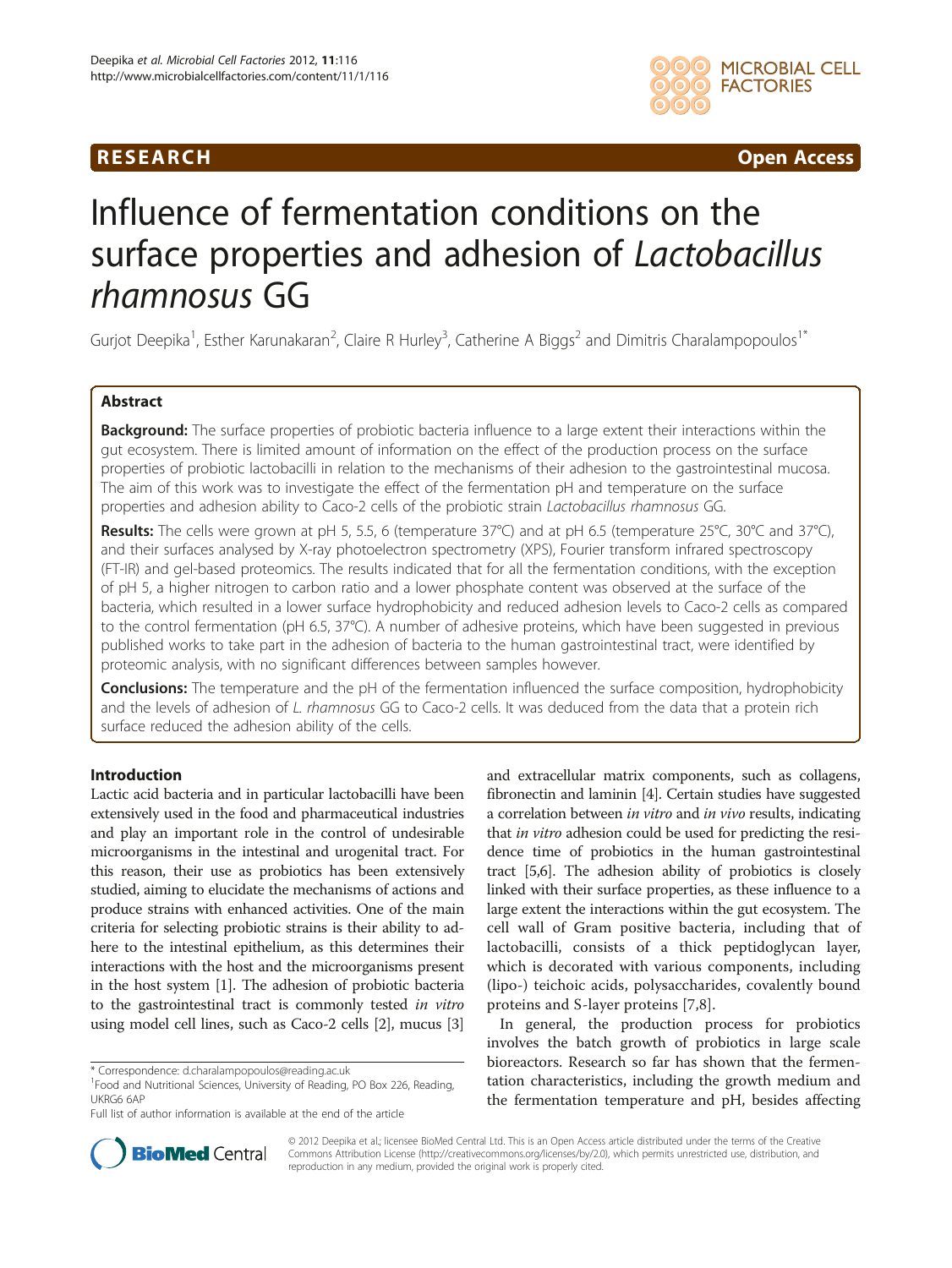RESEARCH Open Access

# Influence of fermentation conditions on the surface properties and adhesion of *Lactobacillus rhamnosus* GG

Gurjot Deepika[1], Esther Karunakaran[2], Claire R Hurley[3], Catherine A Biggs[2] and Dimitris Charalampopoulos[1*]

## Abstract

**Background:** The surface properties of probiotic bacteria influence to a large extent their interactions within the gut ecosystem. There is limited amount of information on the effect of the production process on the surface properties of probiotic lactobacilli in relation to the mechanisms of their adhesion to the gastrointestinal mucosa. The aim of this work was to investigate the effect of the fermentation pH and temperature on the surface properties and adhesion ability to Caco-2 cells of the probiotic strain *Lactobacillus rhamnosus* GG.

**Results:** The cells were grown at pH 5, 5.5, 6 (temperature 37°C) and at pH 6.5 (temperature 25°C, 30°C and 37°C), and their surfaces analysed by X-ray photoelectron spectrometry (XPS), Fourier transform infrared spectroscopy (FT-IR) and gel-based proteomics. The results indicated that for all the fermentation conditions, with the exception of pH 5, a higher nitrogen to carbon ratio and a lower phosphate content was observed at the surface of the bacteria, which resulted in a lower surface hydrophobicity and reduced adhesion levels to Caco-2 cells as compared to the control fermentation (pH 6.5, 37°C). A number of adhesive proteins, which have been suggested in previous published works to take part in the adhesion of bacteria to the human gastrointestinal tract, were identified by proteomic analysis, with no significant differences between samples however.

**Conclusions:** The temperature and the pH of the fermentation influenced the surface composition, hydrophobicity and the levels of adhesion of *L. rhamnosus* GG to Caco-2 cells. It was deduced from the data that a protein rich surface reduced the adhesion ability of the cells.

## Introduction

Lactic acid bacteria and in particular lactobacilli have been extensively used in the food and pharmaceutical industries and play an important role in the control of undesirable microorganisms in the intestinal and urogenital tract. For this reason, their use as probiotics has been extensively studied, aiming to elucidate the mechanisms of actions and produce strains with enhanced activities. One of the main criteria for selecting probiotic strains is their ability to adhere to the intestinal epithelium, as this determines their interactions with the host and the microorganisms present in the host system [1]. The adhesion of probiotic bacteria to the gastrointestinal tract is commonly tested *in vitro* using model cell lines, such as Caco-2 cells [2], mucus [3] and extracellular matrix components, such as collagens, fibronectin and laminin [4]. Certain studies have suggested a correlation between *in vitro* and *in vivo* results, indicating that *in vitro* adhesion could be used for predicting the residence time of probiotics in the human gastrointestinal tract [5,6]. The adhesion ability of probiotics is closely linked with their surface properties, as these influence to a large extent the interactions within the gut ecosystem. The cell wall of Gram positive bacteria, including that of lactobacilli, consists of a thick peptidoglycan layer, which is decorated with various components, including (lipo-) teichoic acids, polysaccharides, covalently bound proteins and S-layer proteins [7,8].

In general, the production process for probiotics involves the batch growth of probiotics in large scale bioreactors. Research so far has shown that the fermentation characteristics, including the growth medium and the fermentation temperature and pH, besides affecting

\* Correspondence: d.charalampopoulos@reading.ac.uk
[1]Food and Nutritional Sciences, University of Reading, PO Box 226, Reading, UKRG6 6AP
Full list of author information is available at the end of the article

© 2012 Deepika et al.; licensee BioMed Central Ltd. This is an Open Access article distributed under the terms of the Creative Commons Attribution License (http://creativecommons.org/licenses/by/2.0), which permits unrestricted use, distribution, and reproduction in any medium, provided the original work is properly cited.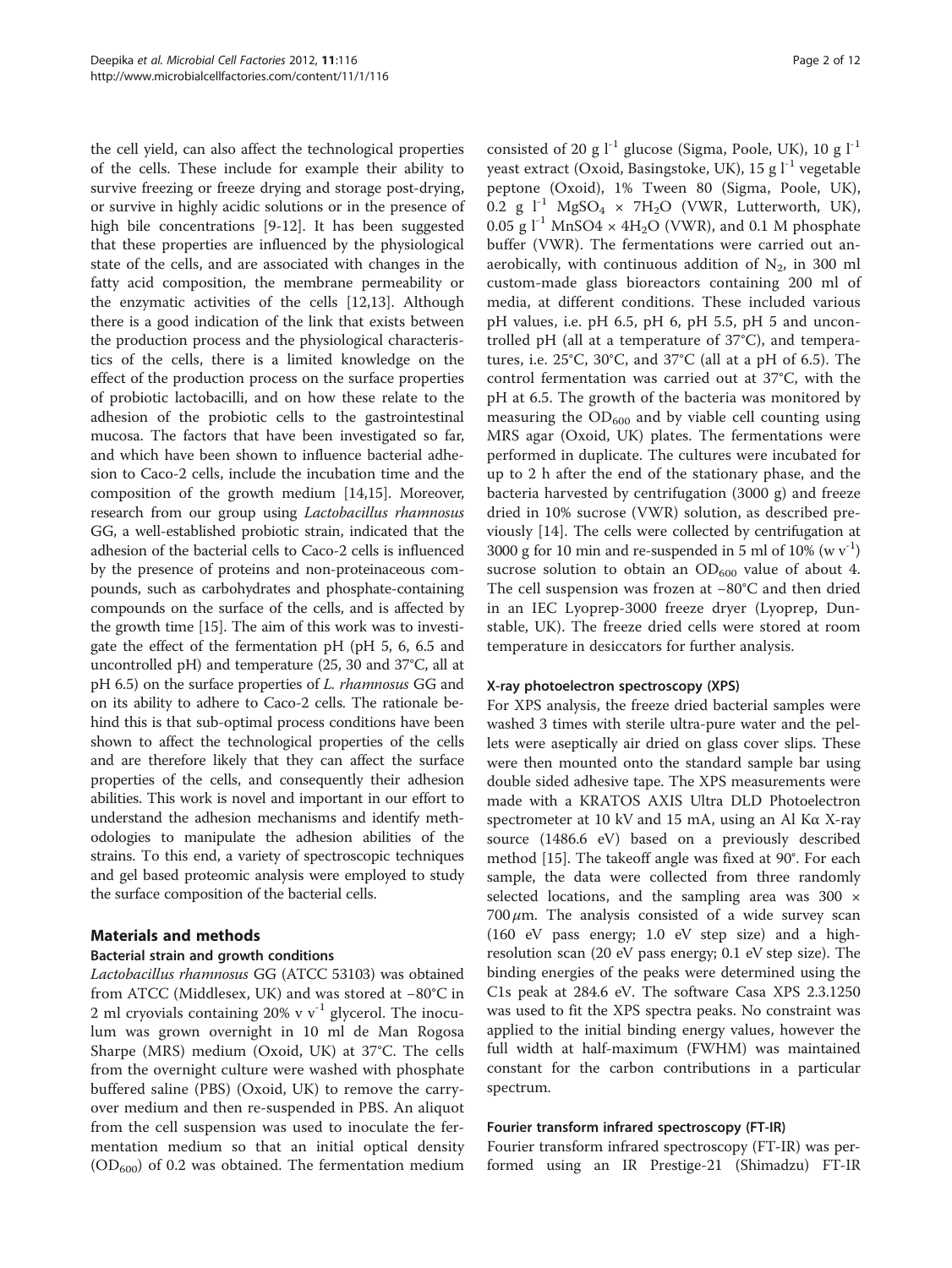the cell yield, can also affect the technological properties of the cells. These include for example their ability to survive freezing or freeze drying and storage post-drying, or survive in highly acidic solutions or in the presence of high bile concentrations [9-12]. It has been suggested that these properties are influenced by the physiological state of the cells, and are associated with changes in the fatty acid composition, the membrane permeability or the enzymatic activities of the cells [12,13]. Although there is a good indication of the link that exists between the production process and the physiological characteristics of the cells, there is a limited knowledge on the effect of the production process on the surface properties of probiotic lactobacilli, and on how these relate to the adhesion of the probiotic cells to the gastrointestinal mucosa. The factors that have been investigated so far, and which have been shown to influence bacterial adhesion to Caco-2 cells, include the incubation time and the composition of the growth medium [14,15]. Moreover, research from our group using *Lactobacillus rhamnosus* GG, a well-established probiotic strain, indicated that the adhesion of the bacterial cells to Caco-2 cells is influenced by the presence of proteins and non-proteinaceous compounds, such as carbohydrates and phosphate-containing compounds on the surface of the cells, and is affected by the growth time [15]. The aim of this work was to investigate the effect of the fermentation pH (pH 5, 6, 6.5 and uncontrolled pH) and temperature (25, 30 and 37°C, all at pH 6.5) on the surface properties of *L. rhamnosus* GG and on its ability to adhere to Caco-2 cells. The rationale behind this is that sub-optimal process conditions have been shown to affect the technological properties of the cells and are therefore likely that they can affect the surface properties of the cells, and consequently their adhesion abilities. This work is novel and important in our effort to understand the adhesion mechanisms and identify methodologies to manipulate the adhesion abilities of the strains. To this end, a variety of spectroscopic techniques and gel based proteomic analysis were employed to study the surface composition of the bacterial cells.

## Materials and methods

### Bacterial strain and growth conditions

*Lactobacillus rhamnosus* GG (ATCC 53103) was obtained from ATCC (Middlesex, UK) and was stored at −80°C in 2 ml cryovials containing 20% v $v^{-1}$ glycerol. The inoculum was grown overnight in 10 ml de Man Rogosa Sharpe (MRS) medium (Oxoid, UK) at 37°C. The cells from the overnight culture were washed with phosphate buffered saline (PBS) (Oxoid, UK) to remove the carry-over medium and then re-suspended in PBS. An aliquot from the cell suspension was used to inoculate the fermentation medium so that an initial optical density ($OD_{600}$) of 0.2 was obtained. The fermentation medium consisted of 20 g $l^{-1}$ glucose (Sigma, Poole, UK), 10 g $l^{-1}$ yeast extract (Oxoid, Basingstoke, UK), 15 g $l^{-1}$ vegetable peptone (Oxoid), 1% Tween 80 (Sigma, Poole, UK), 0.2 g $l^{-1}$ $MgSO_4 \times 7H_2O$ (VWR, Lutterworth, UK), 0.05 g $l^{-1}$ $MnSO4 \times 4H_2O$ (VWR), and 0.1 M phosphate buffer (VWR). The fermentations were carried out anaerobically, with continuous addition of $N_2$, in 300 ml custom-made glass bioreactors containing 200 ml of media, at different conditions. These included various pH values, i.e. pH 6.5, pH 6, pH 5.5, pH 5 and uncontrolled pH (all at a temperature of 37°C), and temperatures, i.e. 25°C, 30°C, and 37°C (all at a pH of 6.5). The control fermentation was carried out at 37°C, with the pH at 6.5. The growth of the bacteria was monitored by measuring the $OD_{600}$ and by viable cell counting using MRS agar (Oxoid, UK) plates. The fermentations were performed in duplicate. The cultures were incubated for up to 2 h after the end of the stationary phase, and the bacteria harvested by centrifugation (3000 g) and freeze dried in 10% sucrose (VWR) solution, as described previously [14]. The cells were collected by centrifugation at 3000 g for 10 min and re-suspended in 5 ml of 10% (w $v^{-1}$) sucrose solution to obtain an $OD_{600}$ value of about 4. The cell suspension was frozen at −80°C and then dried in an IEC Lyoprep-3000 freeze dryer (Lyoprep, Dunstable, UK). The freeze dried cells were stored at room temperature in desiccators for further analysis.

### X-ray photoelectron spectroscopy (XPS)

For XPS analysis, the freeze dried bacterial samples were washed 3 times with sterile ultra-pure water and the pellets were aseptically air dried on glass cover slips. These were then mounted onto the standard sample bar using double sided adhesive tape. The XPS measurements were made with a KRATOS AXIS Ultra DLD Photoelectron spectrometer at 10 kV and 15 mA, using an Al Kα X-ray source (1486.6 eV) based on a previously described method [15]. The takeoff angle was fixed at 90°. For each sample, the data were collected from three randomly selected locations, and the sampling area was 300 × 700 $\mu$m. The analysis consisted of a wide survey scan (160 eV pass energy; 1.0 eV step size) and a high-resolution scan (20 eV pass energy; 0.1 eV step size). The binding energies of the peaks were determined using the C1s peak at 284.6 eV. The software Casa XPS 2.3.1250 was used to fit the XPS spectra peaks. No constraint was applied to the initial binding energy values, however the full width at half-maximum (FWHM) was maintained constant for the carbon contributions in a particular spectrum.

### Fourier transform infrared spectroscopy (FT-IR)

Fourier transform infrared spectroscopy (FT-IR) was performed using an IR Prestige-21 (Shimadzu) FT-IR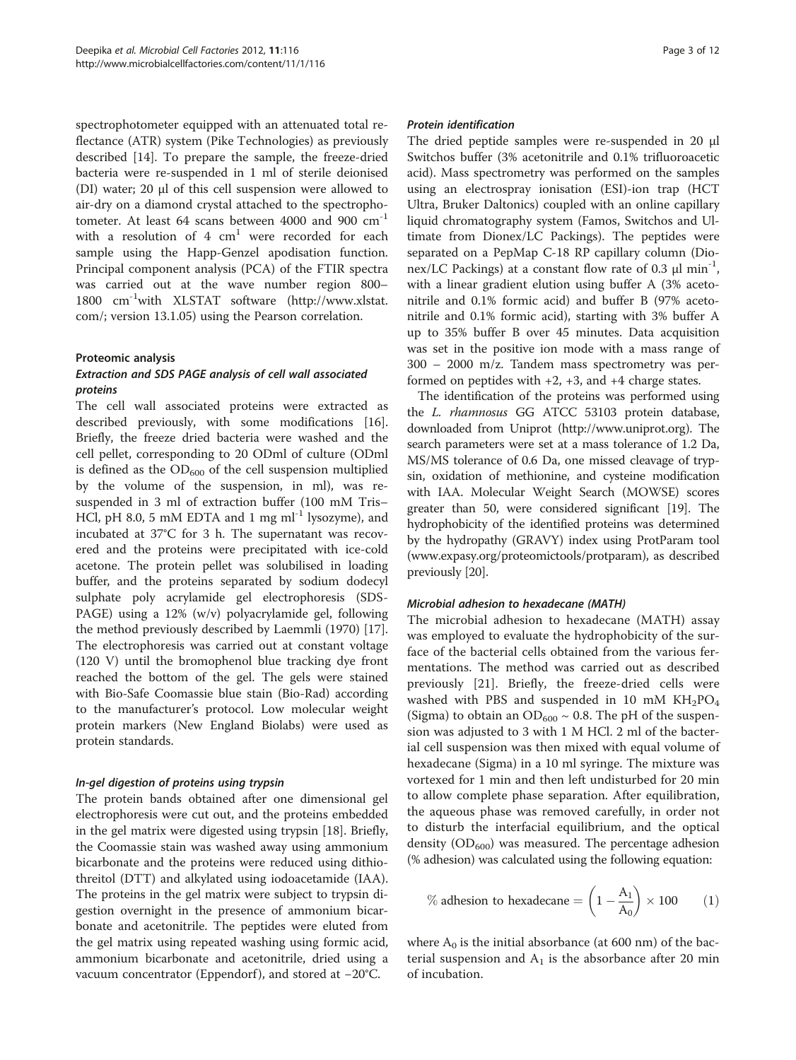spectrophotometer equipped with an attenuated total reflectance (ATR) system (Pike Technologies) as previously described [14]. To prepare the sample, the freeze-dried bacteria were re-suspended in 1 ml of sterile deionised (DI) water; 20 μl of this cell suspension were allowed to air-dry on a diamond crystal attached to the spectrophotometer. At least 64 scans between 4000 and 900 $cm^{-1}$ with a resolution of 4 $cm^{1}$ were recorded for each sample using the Happ-Genzel apodisation function. Principal component analysis (PCA) of the FTIR spectra was carried out at the wave number region 800–1800 $cm^{-1}$with XLSTAT software (http://www.xlstat.com/; version 13.1.05) using the Pearson correlation.

## Proteomic analysis

### *Extraction and SDS PAGE analysis of cell wall associated proteins*

The cell wall associated proteins were extracted as described previously, with some modifications [16]. Briefly, the freeze dried bacteria were washed and the cell pellet, corresponding to 20 ODml of culture (ODml is defined as the $OD_{600}$ of the cell suspension multiplied by the volume of the suspension, in ml), was re-suspended in 3 ml of extraction buffer (100 mM Tris–HCl, pH 8.0, 5 mM EDTA and 1 mg $ml^{-1}$ lysozyme), and incubated at 37°C for 3 h. The supernatant was recovered and the proteins were precipitated with ice-cold acetone. The protein pellet was solubilised in loading buffer, and the proteins separated by sodium dodecyl sulphate poly acrylamide gel electrophoresis (SDS-PAGE) using a 12% (w/v) polyacrylamide gel, following the method previously described by Laemmli (1970) [17]. The electrophoresis was carried out at constant voltage (120 V) until the bromophenol blue tracking dye front reached the bottom of the gel. The gels were stained with Bio-Safe Coomassie blue stain (Bio-Rad) according to the manufacturer's protocol. Low molecular weight protein markers (New England Biolabs) were used as protein standards.

### *In-gel digestion of proteins using trypsin*

The protein bands obtained after one dimensional gel electrophoresis were cut out, and the proteins embedded in the gel matrix were digested using trypsin [18]. Briefly, the Coomassie stain was washed away using ammonium bicarbonate and the proteins were reduced using dithiothreitol (DTT) and alkylated using iodoacetamide (IAA). The proteins in the gel matrix were subject to trypsin digestion overnight in the presence of ammonium bicarbonate and acetonitrile. The peptides were eluted from the gel matrix using repeated washing using formic acid, ammonium bicarbonate and acetonitrile, dried using a vacuum concentrator (Eppendorf), and stored at −20°C.

### *Protein identification*

The dried peptide samples were re-suspended in 20 μl Switchos buffer (3% acetonitrile and 0.1% trifluoroacetic acid). Mass spectrometry was performed on the samples using an electrospray ionisation (ESI)-ion trap (HCT Ultra, Bruker Daltonics) coupled with an online capillary liquid chromatography system (Famos, Switchos and Ultimate from Dionex/LC Packings). The peptides were separated on a PepMap C-18 RP capillary column (Dionex/LC Packings) at a constant flow rate of 0.3 μl $min^{-1}$, with a linear gradient elution using buffer A (3% acetonitrile and 0.1% formic acid) and buffer B (97% acetonitrile and 0.1% formic acid), starting with 3% buffer A up to 35% buffer B over 45 minutes. Data acquisition was set in the positive ion mode with a mass range of 300 – 2000 m/z. Tandem mass spectrometry was performed on peptides with +2, +3, and +4 charge states.

The identification of the proteins was performed using the *L. rhamnosus* GG ATCC 53103 protein database, downloaded from Uniprot (http://www.uniprot.org). The search parameters were set at a mass tolerance of 1.2 Da, MS/MS tolerance of 0.6 Da, one missed cleavage of trypsin, oxidation of methionine, and cysteine modification with IAA. Molecular Weight Search (MOWSE) scores greater than 50, were considered significant [19]. The hydrophobicity of the identified proteins was determined by the hydropathy (GRAVY) index using ProtParam tool (www.expasy.org/proteomictools/protparam), as described previously [20].

### *Microbial adhesion to hexadecane (MATH)*

The microbial adhesion to hexadecane (MATH) assay was employed to evaluate the hydrophobicity of the surface of the bacterial cells obtained from the various fermentations. The method was carried out as described previously [21]. Briefly, the freeze-dried cells were washed with PBS and suspended in 10 mM $KH_2PO_4$ (Sigma) to obtain an $OD_{600} \sim 0.8$. The pH of the suspension was adjusted to 3 with 1 M HCl. 2 ml of the bacterial cell suspension was then mixed with equal volume of hexadecane (Sigma) in a 10 ml syringe. The mixture was vortexed for 1 min and then left undisturbed for 20 min to allow complete phase separation. After equilibration, the aqueous phase was removed carefully, in order not to disturb the interfacial equilibrium, and the optical density ($OD_{600}$) was measured. The percentage adhesion (% adhesion) was calculated using the following equation:

$$\% \text{ adhesion to hexadecane} = \left(1 - \frac{A_1}{A_0}\right) \times 100 \qquad (1)$$

where $A_0$ is the initial absorbance (at 600 nm) of the bacterial suspension and $A_1$ is the absorbance after 20 min of incubation.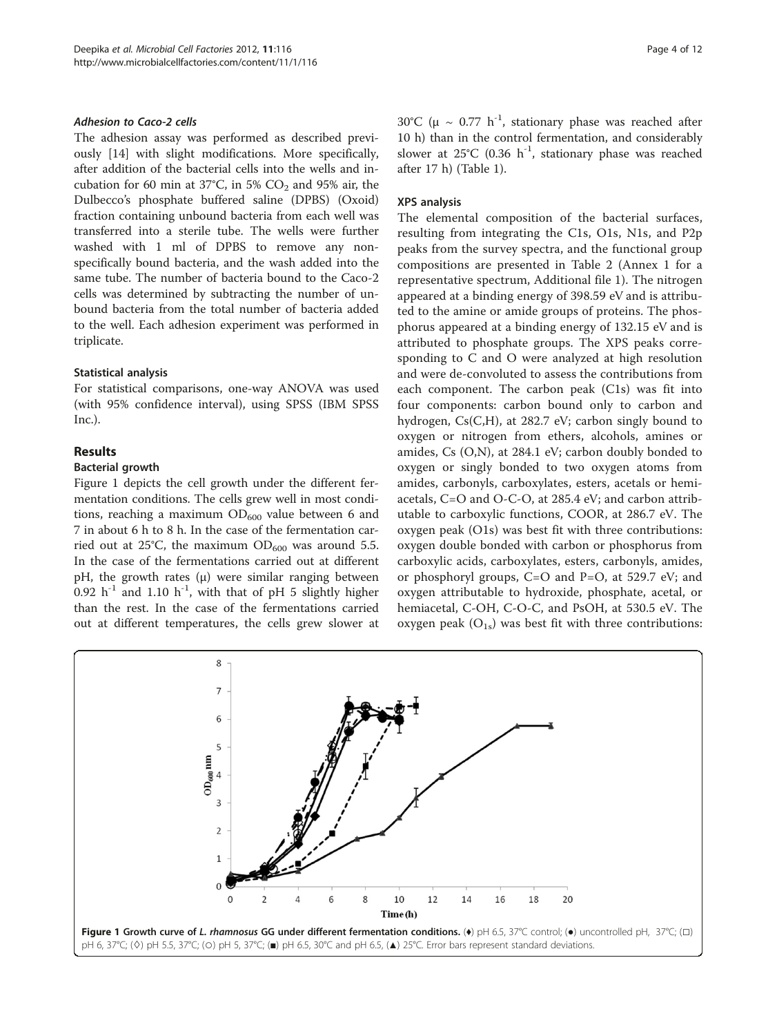#### *Adhesion to Caco-2 cells*

The adhesion assay was performed as described previously [14] with slight modifications. More specifically, after addition of the bacterial cells into the wells and incubation for 60 min at 37°C, in 5% $CO_2$ and 95% air, the Dulbecco's phosphate buffered saline (DPBS) (Oxoid) fraction containing unbound bacteria from each well was transferred into a sterile tube. The wells were further washed with 1 ml of DPBS to remove any non-specifically bound bacteria, and the wash added into the same tube. The number of bacteria bound to the Caco-2 cells was determined by subtracting the number of unbound bacteria from the total number of bacteria added to the well. Each adhesion experiment was performed in triplicate.

### Statistical analysis

For statistical comparisons, one-way ANOVA was used (with 95% confidence interval), using SPSS (IBM SPSS Inc.).

## Results

### Bacterial growth

Figure 1 depicts the cell growth under the different fermentation conditions. The cells grew well in most conditions, reaching a maximum $OD_{600}$ value between 6 and 7 in about 6 h to 8 h. In the case of the fermentation carried out at 25°C, the maximum $OD_{600}$ was around 5.5. In the case of the fermentations carried out at different pH, the growth rates (μ) were similar ranging between 0.92 $h^{-1}$ and 1.10 $h^{-1}$, with that of pH 5 slightly higher than the rest. In the case of the fermentations carried out at different temperatures, the cells grew slower at 30°C (μ ~ 0.77 $h^{-1}$, stationary phase was reached after 10 h) than in the control fermentation, and considerably slower at 25°C (0.36 $h^{-1}$, stationary phase was reached after 17 h) (Table 1).

### XPS analysis

The elemental composition of the bacterial surfaces, resulting from integrating the C1s, O1s, N1s, and P2p peaks from the survey spectra, and the functional group compositions are presented in Table 2 (Annex 1 for a representative spectrum, Additional file 1). The nitrogen appeared at a binding energy of 398.59 eV and is attributed to the amine or amide groups of proteins. The phosphorus appeared at a binding energy of 132.15 eV and is attributed to phosphate groups. The XPS peaks corresponding to C and O were analyzed at high resolution and were de-convoluted to assess the contributions from each component. The carbon peak (C1s) was fit into four components: carbon bound only to carbon and hydrogen, Cs(C,H), at 282.7 eV; carbon singly bound to oxygen or nitrogen from ethers, alcohols, amines or amides, Cs (O,N), at 284.1 eV; carbon doubly bonded to oxygen or singly bonded to two oxygen atoms from amides, carbonyls, carboxylates, esters, acetals or hemiacetals, C=O and O-C-O, at 285.4 eV; and carbon attributable to carboxylic functions, COOR, at 286.7 eV. The oxygen peak (O1s) was best fit with three contributions: oxygen double bonded with carbon or phosphorus from carboxylic acids, carboxylates, esters, carbonyls, amides, or phosphoryl groups, C=O and P=O, at 529.7 eV; and oxygen attributable to hydroxide, phosphate, acetal, or hemiacetal, C-OH, C-O-C, and PsOH, at 530.5 eV. The oxygen peak ($O_{1s}$) was best fit with three contributions:

**Figure 1 Growth curve of *L. rhamnosus* GG under different fermentation conditions.** (♦) pH 6.5, 37°C control; (●) uncontrolled pH, 37°C; (□) pH 6, 37°C; (◊) pH 5.5, 37°C; (○) pH 5, 37°C; (■) pH 6.5, 30°C and pH 6.5, (▲) 25°C. Error bars represent standard deviations.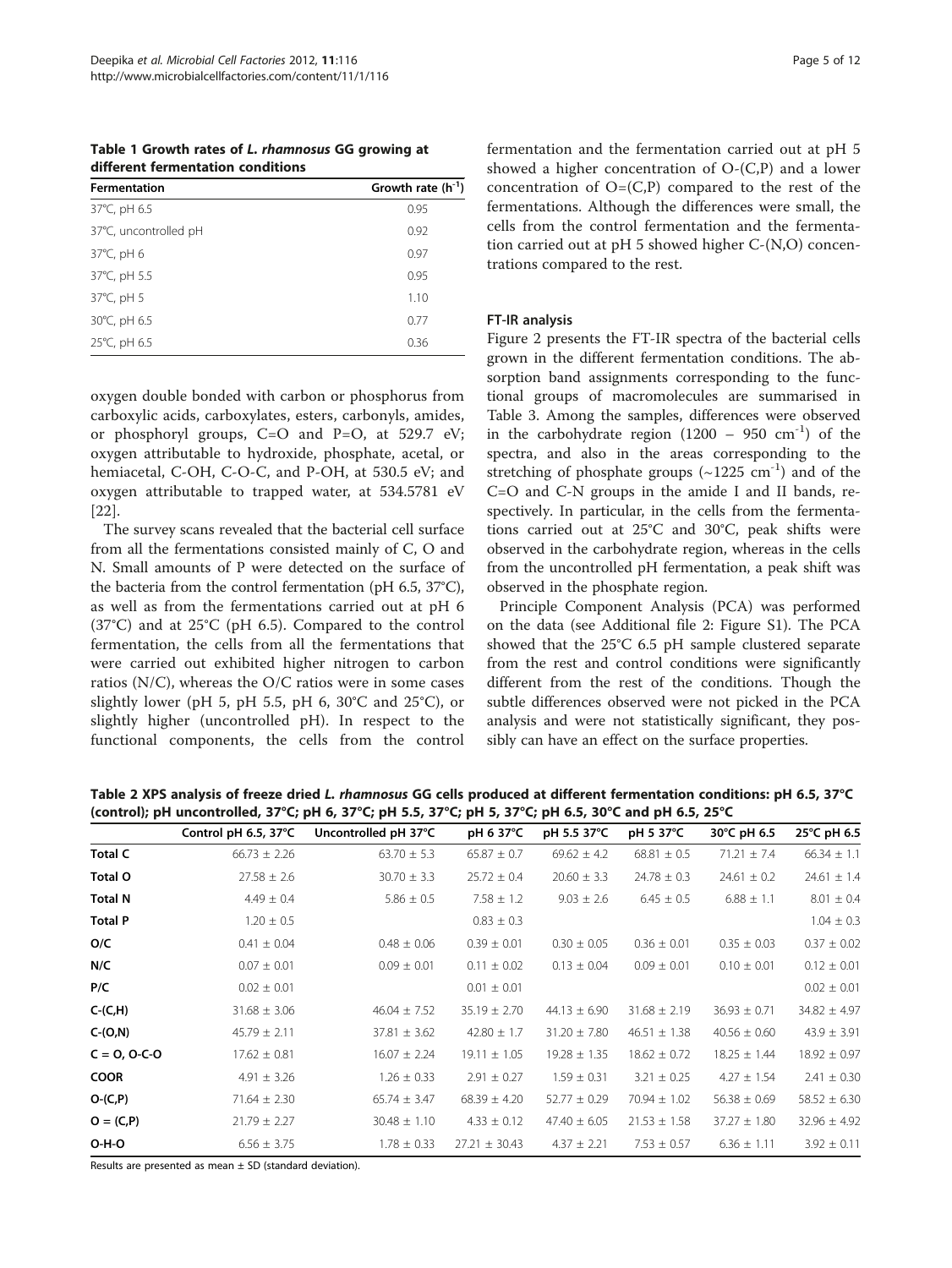**Table 1 Growth rates of *L. rhamnosus* GG growing at different fermentation conditions**

| Fermentation | Growth rate ($h^{-1}$) |
|---|---|
| 37°C, pH 6.5 | 0.95 |
| 37°C, uncontrolled pH | 0.92 |
| 37°C, pH 6 | 0.97 |
| 37°C, pH 5.5 | 0.95 |
| 37°C, pH 5 | 1.10 |
| 30°C, pH 6.5 | 0.77 |
| 25°C, pH 6.5 | 0.36 |

oxygen double bonded with carbon or phosphorus from carboxylic acids, carboxylates, esters, carbonyls, amides, or phosphoryl groups, C=O and P=O, at 529.7 eV; oxygen attributable to hydroxide, phosphate, acetal, or hemiacetal, C-OH, C-O-C, and P-OH, at 530.5 eV; and oxygen attributable to trapped water, at 534.5781 eV [22].

The survey scans revealed that the bacterial cell surface from all the fermentations consisted mainly of C, O and N. Small amounts of P were detected on the surface of the bacteria from the control fermentation (pH 6.5, 37°C), as well as from the fermentations carried out at pH 6 (37°C) and at 25°C (pH 6.5). Compared to the control fermentation, the cells from all the fermentations that were carried out exhibited higher nitrogen to carbon ratios (N/C), whereas the O/C ratios were in some cases slightly lower (pH 5, pH 5.5, pH 6, 30°C and 25°C), or slightly higher (uncontrolled pH). In respect to the functional components, the cells from the control fermentation and the fermentation carried out at pH 5 showed a higher concentration of O-(C,P) and a lower concentration of O=(C,P) compared to the rest of the fermentations. Although the differences were small, the cells from the control fermentation and the fermentation carried out at pH 5 showed higher C-(N,O) concentrations compared to the rest.

### FT-IR analysis

Figure 2 presents the FT-IR spectra of the bacterial cells grown in the different fermentation conditions. The absorption band assignments corresponding to the functional groups of macromolecules are summarised in Table 3. Among the samples, differences were observed in the carbohydrate region (1200 – 950 $cm^{-1}$) of the spectra, and also in the areas corresponding to the stretching of phosphate groups (~1225 $cm^{-1}$) and of the C=O and C-N groups in the amide I and II bands, respectively. In particular, in the cells from the fermentations carried out at 25°C and 30°C, peak shifts were observed in the carbohydrate region, whereas in the cells from the uncontrolled pH fermentation, a peak shift was observed in the phosphate region.

Principle Component Analysis (PCA) was performed on the data (see Additional file 2: Figure S1). The PCA showed that the 25°C 6.5 pH sample clustered separate from the rest and control conditions were significantly different from the rest of the conditions. Though the subtle differences observed were not picked in the PCA analysis and were not statistically significant, they possibly can have an effect on the surface properties.

**Table 2 XPS analysis of freeze dried *L. rhamnosus* GG cells produced at different fermentation conditions: pH 6.5, 37°C (control); pH uncontrolled, 37°C; pH 6, 37°C; pH 5.5, 37°C; pH 5, 37°C; pH 6.5, 30°C and pH 6.5, 25°C**

| | Control pH 6.5, 37°C | Uncontrolled pH 37°C | pH 6 37°C | pH 5.5 37°C | pH 5 37°C | 30°C pH 6.5 | 25°C pH 6.5 |
|---|---|---|---|---|---|---|---|
| **Total C** | 66.73 ± 2.26 | 63.70 ± 5.3 | 65.87 ± 0.7 | 69.62 ± 4.2 | 68.81 ± 0.5 | 71.21 ± 7.4 | 66.34 ± 1.1 |
| **Total O** | 27.58 ± 2.6 | 30.70 ± 3.3 | 25.72 ± 0.4 | 20.60 ± 3.3 | 24.78 ± 0.3 | 24.61 ± 0.2 | 24.61 ± 1.4 |
| **Total N** | 4.49 ± 0.4 | 5.86 ± 0.5 | 7.58 ± 1.2 | 9.03 ± 2.6 | 6.45 ± 0.5 | 6.88 ± 1.1 | 8.01 ± 0.4 |
| **Total P** | 1.20 ± 0.5 | | 0.83 ± 0.3 | | | | 1.04 ± 0.3 |
| **O/C** | 0.41 ± 0.04 | 0.48 ± 0.06 | 0.39 ± 0.01 | 0.30 ± 0.05 | 0.36 ± 0.01 | 0.35 ± 0.03 | 0.37 ± 0.02 |
| **N/C** | 0.07 ± 0.01 | 0.09 ± 0.01 | 0.11 ± 0.02 | 0.13 ± 0.04 | 0.09 ± 0.01 | 0.10 ± 0.01 | 0.12 ± 0.01 |
| **P/C** | 0.02 ± 0.01 | | 0.01 ± 0.01 | | | | 0.02 ± 0.01 |
| **C-(C,H)** | 31.68 ± 3.06 | 46.04 ± 7.52 | 35.19 ± 2.70 | 44.13 ± 6.90 | 31.68 ± 2.19 | 36.93 ± 0.71 | 34.82 ± 4.97 |
| **C-(O,N)** | 45.79 ± 2.11 | 37.81 ± 3.62 | 42.80 ± 1.7 | 31.20 ± 7.80 | 46.51 ± 1.38 | 40.56 ± 0.60 | 43.9 ± 3.91 |
| **C = O, O-C-O** | 17.62 ± 0.81 | 16.07 ± 2.24 | 19.11 ± 1.05 | 19.28 ± 1.35 | 18.62 ± 0.72 | 18.25 ± 1.44 | 18.92 ± 0.97 |
| **COOR** | 4.91 ± 3.26 | 1.26 ± 0.33 | 2.91 ± 0.27 | 1.59 ± 0.31 | 3.21 ± 0.25 | 4.27 ± 1.54 | 2.41 ± 0.30 |
| **O-(C,P)** | 71.64 ± 2.30 | 65.74 ± 3.47 | 68.39 ± 4.20 | 52.77 ± 0.29 | 70.94 ± 1.02 | 56.38 ± 0.69 | 58.52 ± 6.30 |
| **O = (C,P)** | 21.79 ± 2.27 | 30.48 ± 1.10 | 4.33 ± 0.12 | 47.40 ± 6.05 | 21.53 ± 1.58 | 37.27 ± 1.80 | 32.96 ± 4.92 |
| **O-H-O** | 6.56 ± 3.75 | 1.78 ± 0.33 | 27.21 ± 30.43 | 4.37 ± 2.21 | 7.53 ± 0.57 | 6.36 ± 1.11 | 3.92 ± 0.11 |

Results are presented as mean ± SD (standard deviation).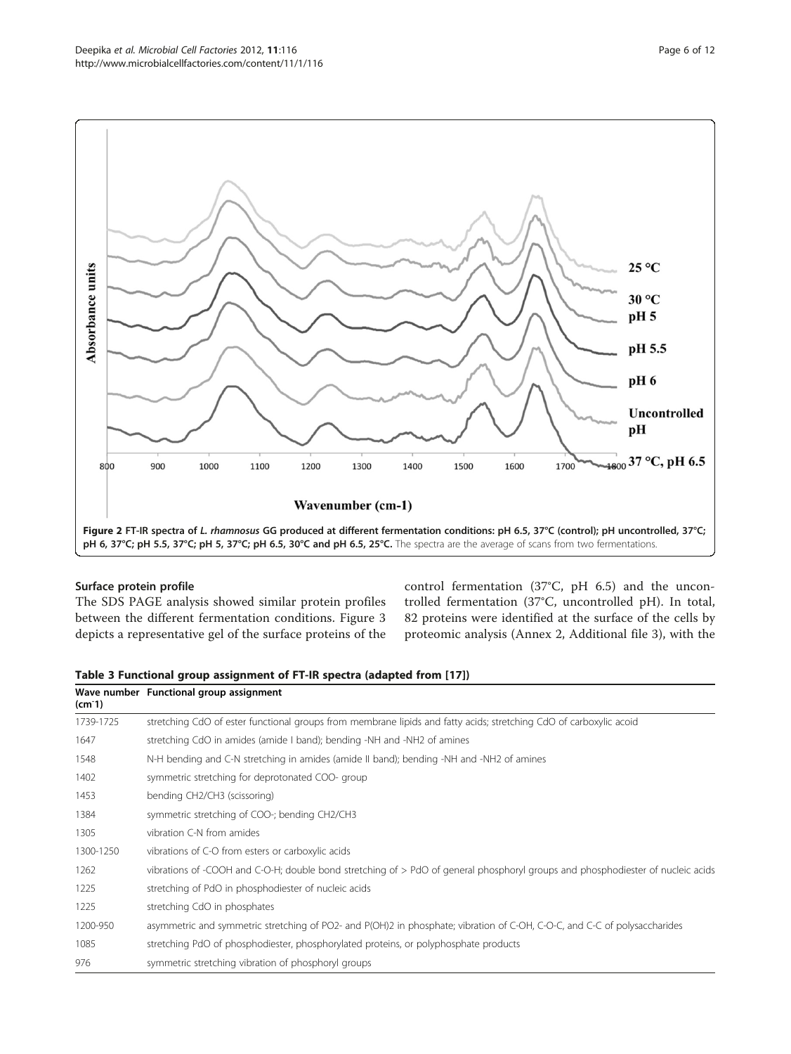**Figure 2 FT-IR spectra of *L. rhamnosus* GG produced at different fermentation conditions: pH 6.5, 37°C (control); pH uncontrolled, 37°C; pH 6, 37°C; pH 5.5, 37°C; pH 5, 37°C; pH 6.5, 30°C and pH 6.5, 25°C.** The spectra are the average of scans from two fermentations.

### Surface protein profile

The SDS PAGE analysis showed similar protein profiles between the different fermentation conditions. Figure 3 depicts a representative gel of the surface proteins of the control fermentation (37°C, pH 6.5) and the uncontrolled fermentation (37°C, uncontrolled pH). In total, 82 proteins were identified at the surface of the cells by proteomic analysis (Annex 2, Additional file 3), with the

**Table 3 Functional group assignment of FT-IR spectra (adapted from [17])**

| Wave number ($cm^{-1}$) | Functional group assignment |
|---|---|
| 1739-1725 | stretching CdO of ester functional groups from membrane lipids and fatty acids; stretching CdO of carboxylic acoid |
| 1647 | stretching CdO in amides (amide I band); bending -NH and -NH2 of amines |
| 1548 | N-H bending and C-N stretching in amides (amide II band); bending -NH and -NH2 of amines |
| 1402 | symmetric stretching for deprotonated COO- group |
| 1453 | bending CH2/CH3 (scissoring) |
| 1384 | symmetric stretching of COO-; bending CH2/CH3 |
| 1305 | vibration C-N from amides |
| 1300-1250 | vibrations of C-O from esters or carboxylic acids |
| 1262 | vibrations of -COOH and C-O-H; double bond stretching of > PdO of general phosphoryl groups and phosphodiester of nucleic acids |
| 1225 | stretching of PdO in phosphodiester of nucleic acids |
| 1225 | stretching CdO in phosphates |
| 1200-950 | asymmetric and symmetric stretching of PO2- and P(OH)2 in phosphate; vibration of C-OH, C-O-C, and C-C of polysaccharides |
| 1085 | stretching PdO of phosphodiester, phosphorylated proteins, or polyphosphate products |
| 976 | symmetric stretching vibration of phosphoryl groups |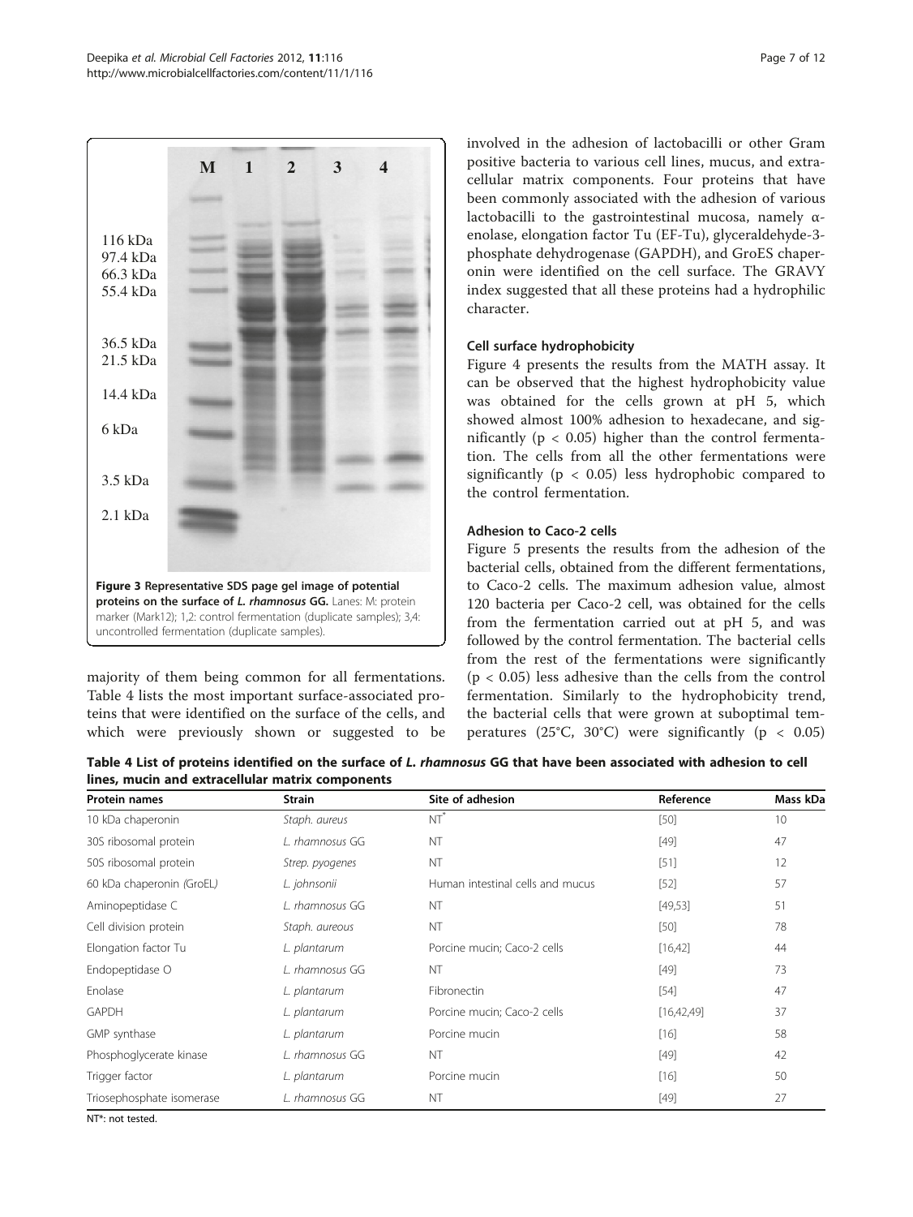Figure 3 Representative SDS page gel image of potential proteins on the surface of *L. rhamnosus* GG. Lanes: M: protein marker (Mark12); 1,2: control fermentation (duplicate samples); 3,4: uncontrolled fermentation (duplicate samples).

majority of them being common for all fermentations. Table 4 lists the most important surface-associated proteins that were identified on the surface of the cells, and which were previously shown or suggested to be involved in the adhesion of lactobacilli or other Gram positive bacteria to various cell lines, mucus, and extracellular matrix components. Four proteins that have been commonly associated with the adhesion of various lactobacilli to the gastrointestinal mucosa, namely α-enolase, elongation factor Tu (EF-Tu), glyceraldehyde-3-phosphate dehydrogenase (GAPDH), and GroES chaperonin were identified on the cell surface. The GRAVY index suggested that all these proteins had a hydrophilic character.

### Cell surface hydrophobicity

Figure 4 presents the results from the MATH assay. It can be observed that the highest hydrophobicity value was obtained for the cells grown at pH 5, which showed almost 100% adhesion to hexadecane, and significantly ($p < 0.05$) higher than the control fermentation. The cells from all the other fermentations were significantly ($p < 0.05$) less hydrophobic compared to the control fermentation.

### Adhesion to Caco-2 cells

Figure 5 presents the results from the adhesion of the bacterial cells, obtained from the different fermentations, to Caco-2 cells. The maximum adhesion value, almost 120 bacteria per Caco-2 cell, was obtained for the cells from the fermentation carried out at pH 5, and was followed by the control fermentation. The bacterial cells from the rest of the fermentations were significantly ($p < 0.05$) less adhesive than the cells from the control fermentation. Similarly to the hydrophobicity trend, the bacterial cells that were grown at suboptimal temperatures (25°C, 30°C) were significantly ($p < 0.05$)

**Table 4 List of proteins identified on the surface of *L. rhamnosus* GG that have been associated with adhesion to cell lines, mucin and extracellular matrix components**

| Protein names | Strain | Site of adhesion | Reference | Mass kDa |
|---|---|---|---|---|
| 10 kDa chaperonin | *Staph. aureus* | NT* | [50] | 10 |
| 30S ribosomal protein | *L. rhamnosus* GG | NT | [49] | 47 |
| 50S ribosomal protein | *Strep. pyogenes* | NT | [51] | 12 |
| 60 kDa chaperonin (GroEL) | *L. johnsonii* | Human intestinal cells and mucus | [52] | 57 |
| Aminopeptidase C | *L. rhamnosus* GG | NT | [49,53] | 51 |
| Cell division protein | *Staph. aureous* | NT | [50] | 78 |
| Elongation factor Tu | *L. plantarum* | Porcine mucin; Caco-2 cells | [16,42] | 44 |
| Endopeptidase O | *L. rhamnosus* GG | NT | [49] | 73 |
| Enolase | *L. plantarum* | Fibronectin | [54] | 47 |
| GAPDH | *L. plantarum* | Porcine mucin; Caco-2 cells | [16,42,49] | 37 |
| GMP synthase | *L. plantarum* | Porcine mucin | [16] | 58 |
| Phosphoglycerate kinase | *L. rhamnosus* GG | NT | [49] | 42 |
| Trigger factor | *L. plantarum* | Porcine mucin | [16] | 50 |
| Triosephosphate isomerase | *L. rhamnosus* GG | NT | [49] | 27 |

NT*: not tested.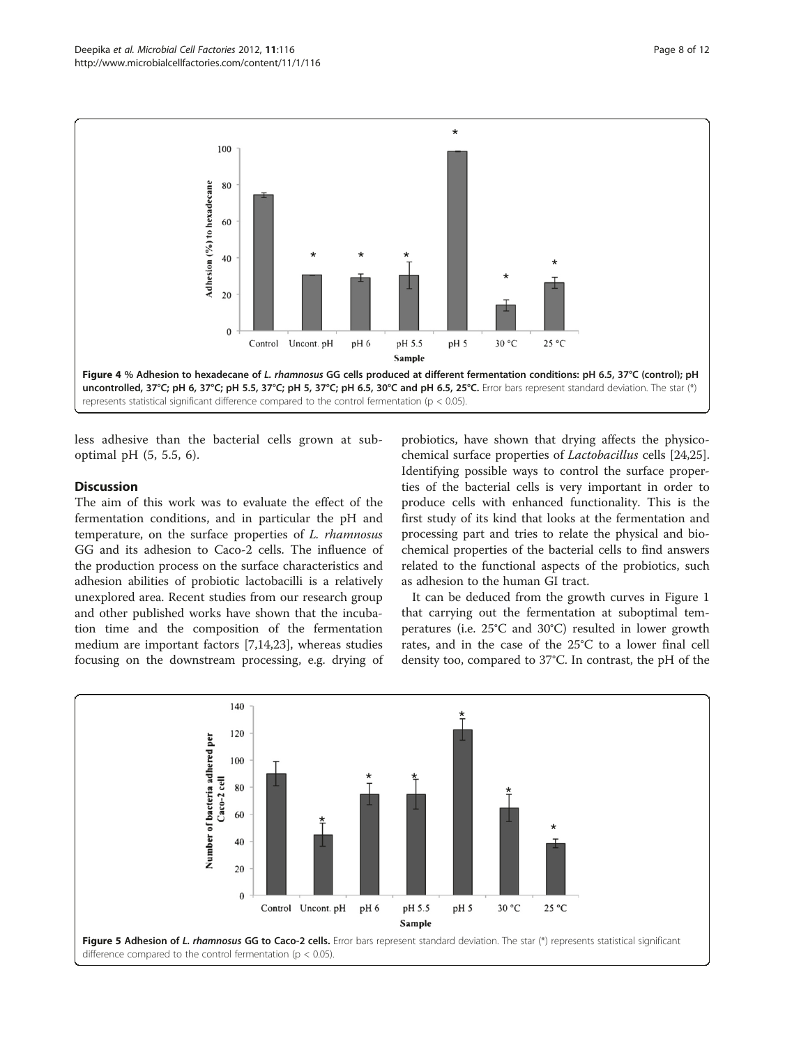Figure 4 % Adhesion to hexadecane of *L. rhamnosus* GG cells produced at different fermentation conditions: pH 6.5, 37°C (control); pH uncontrolled, 37°C; pH 6, 37°C; pH 5.5, 37°C; pH 5, 37°C; pH 6.5, 30°C and pH 6.5, 25°C. Error bars represent standard deviation. The star (*) represents statistical significant difference compared to the control fermentation ($p < 0.05$).

less adhesive than the bacterial cells grown at suboptimal pH (5, 5.5, 6).

## Discussion

The aim of this work was to evaluate the effect of the fermentation conditions, and in particular the pH and temperature, on the surface properties of *L. rhamnosus* GG and its adhesion to Caco-2 cells. The influence of the production process on the surface characteristics and adhesion abilities of probiotic lactobacilli is a relatively unexplored area. Recent studies from our research group and other published works have shown that the incubation time and the composition of the fermentation medium are important factors [7,14,23], whereas studies focusing on the downstream processing, e.g. drying of probiotics, have shown that drying affects the physicochemical surface properties of *Lactobacillus* cells [24,25]. Identifying possible ways to control the surface properties of the bacterial cells is very important in order to produce cells with enhanced functionality. This is the first study of its kind that looks at the fermentation and processing part and tries to relate the physical and biochemical properties of the bacterial cells to find answers related to the functional aspects of the probiotics, such as adhesion to the human GI tract.

It can be deduced from the growth curves in Figure 1 that carrying out the fermentation at suboptimal temperatures (i.e. 25°C and 30°C) resulted in lower growth rates, and in the case of the 25°C to a lower final cell density too, compared to 37°C. In contrast, the pH of the

Figure 5 Adhesion of *L. rhamnosus* GG to Caco-2 cells. Error bars represent standard deviation. The star (*) represents statistical significant difference compared to the control fermentation ($p < 0.05$).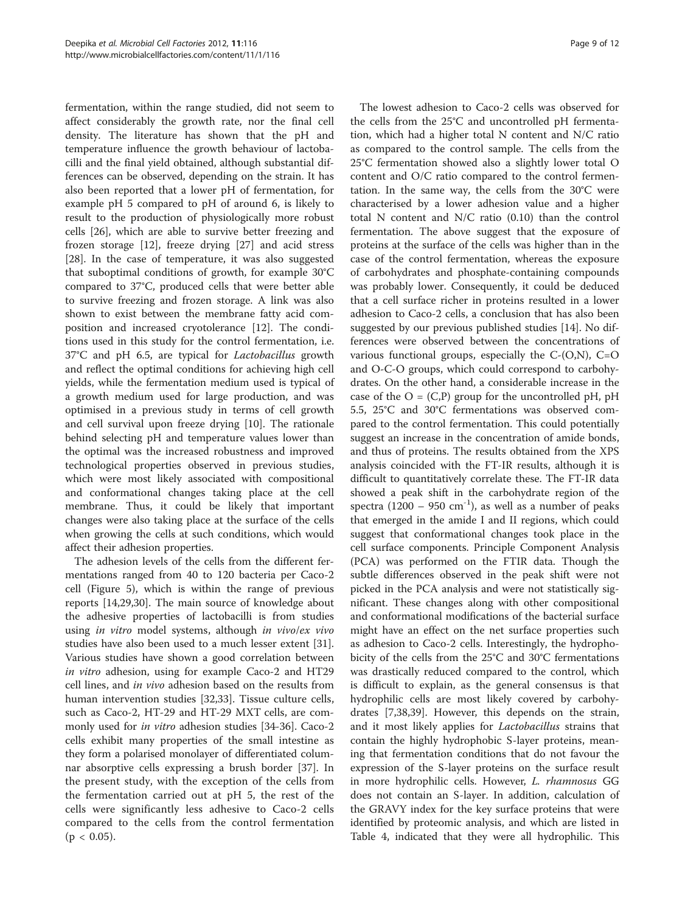fermentation, within the range studied, did not seem to affect considerably the growth rate, nor the final cell density. The literature has shown that the pH and temperature influence the growth behaviour of lactobacilli and the final yield obtained, although substantial differences can be observed, depending on the strain. It has also been reported that a lower pH of fermentation, for example pH 5 compared to pH of around 6, is likely to result to the production of physiologically more robust cells [26], which are able to survive better freezing and frozen storage [12], freeze drying [27] and acid stress [28]. In the case of temperature, it was also suggested that suboptimal conditions of growth, for example 30°C compared to 37°C, produced cells that were better able to survive freezing and frozen storage. A link was also shown to exist between the membrane fatty acid composition and increased cryotolerance [12]. The conditions used in this study for the control fermentation, i.e. 37°C and pH 6.5, are typical for *Lactobacillus* growth and reflect the optimal conditions for achieving high cell yields, while the fermentation medium used is typical of a growth medium used for large production, and was optimised in a previous study in terms of cell growth and cell survival upon freeze drying [10]. The rationale behind selecting pH and temperature values lower than the optimal was the increased robustness and improved technological properties observed in previous studies, which were most likely associated with compositional and conformational changes taking place at the cell membrane. Thus, it could be likely that important changes were also taking place at the surface of the cells when growing the cells at such conditions, which would affect their adhesion properties.

The adhesion levels of the cells from the different fermentations ranged from 40 to 120 bacteria per Caco-2 cell (Figure 5), which is within the range of previous reports [14,29,30]. The main source of knowledge about the adhesive properties of lactobacilli is from studies using *in vitro* model systems, although *in vivo*/*ex vivo* studies have also been used to a much lesser extent [31]. Various studies have shown a good correlation between *in vitro* adhesion, using for example Caco-2 and HT29 cell lines, and *in vivo* adhesion based on the results from human intervention studies [32,33]. Tissue culture cells, such as Caco-2, HT-29 and HT-29 MXT cells, are commonly used for *in vitro* adhesion studies [34-36]. Caco-2 cells exhibit many properties of the small intestine as they form a polarised monolayer of differentiated columnar absorptive cells expressing a brush border [37]. In the present study, with the exception of the cells from the fermentation carried out at pH 5, the rest of the cells were significantly less adhesive to Caco-2 cells compared to the cells from the control fermentation ($p < 0.05$).

The lowest adhesion to Caco-2 cells was observed for the cells from the 25°C and uncontrolled pH fermentation, which had a higher total N content and N/C ratio as compared to the control sample. The cells from the 25°C fermentation showed also a slightly lower total O content and O/C ratio compared to the control fermentation. In the same way, the cells from the 30°C were characterised by a lower adhesion value and a higher total N content and N/C ratio (0.10) than the control fermentation. The above suggest that the exposure of proteins at the surface of the cells was higher than in the case of the control fermentation, whereas the exposure of carbohydrates and phosphate-containing compounds was probably lower. Consequently, it could be deduced that a cell surface richer in proteins resulted in a lower adhesion to Caco-2 cells, a conclusion that has also been suggested by our previous published studies [14]. No differences were observed between the concentrations of various functional groups, especially the C-(O,N), C=O and O-C-O groups, which could correspond to carbohydrates. On the other hand, a considerable increase in the case of the O = (C,P) group for the uncontrolled pH, pH 5.5, 25°C and 30°C fermentations was observed compared to the control fermentation. This could potentially suggest an increase in the concentration of amide bonds, and thus of proteins. The results obtained from the XPS analysis coincided with the FT-IR results, although it is difficult to quantitatively correlate these. The FT-IR data showed a peak shift in the carbohydrate region of the spectra (1200 – 950 $cm^{-1}$), as well as a number of peaks that emerged in the amide I and II regions, which could suggest that conformational changes took place in the cell surface components. Principle Component Analysis (PCA) was performed on the FTIR data. Though the subtle differences observed in the peak shift were not picked in the PCA analysis and were not statistically significant. These changes along with other compositional and conformational modifications of the bacterial surface might have an effect on the net surface properties such as adhesion to Caco-2 cells. Interestingly, the hydrophobicity of the cells from the 25°C and 30°C fermentations was drastically reduced compared to the control, which is difficult to explain, as the general consensus is that hydrophilic cells are most likely covered by carbohydrates [7,38,39]. However, this depends on the strain, and it most likely applies for *Lactobacillus* strains that contain the highly hydrophobic S-layer proteins, meaning that fermentation conditions that do not favour the expression of the S-layer proteins on the surface result in more hydrophilic cells. However, *L. rhamnosus* GG does not contain an S-layer. In addition, calculation of the GRAVY index for the key surface proteins that were identified by proteomic analysis, and which are listed in Table 4, indicated that they were all hydrophilic. This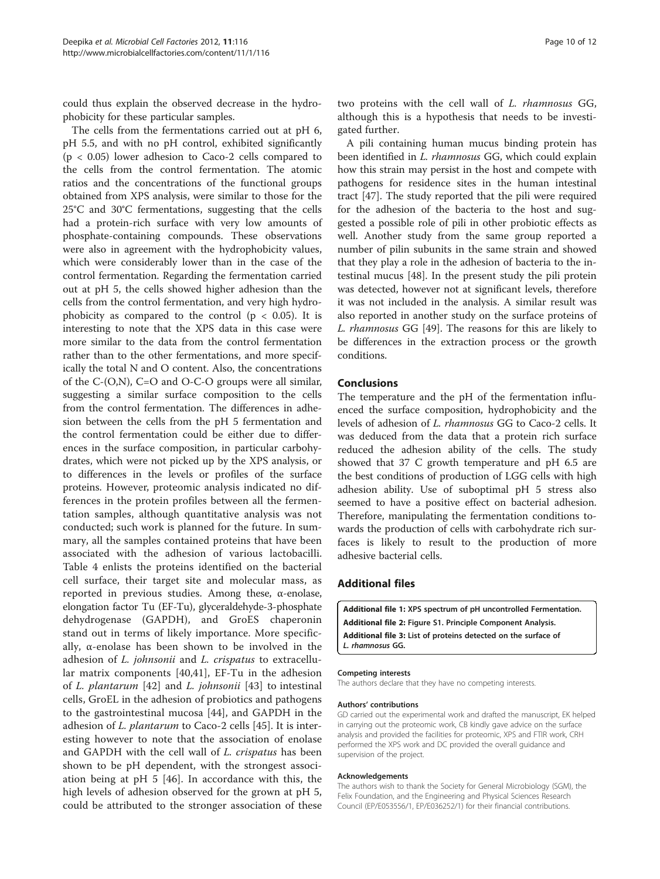could thus explain the observed decrease in the hydrophobicity for these particular samples.

The cells from the fermentations carried out at pH 6, pH 5.5, and with no pH control, exhibited significantly ($p < 0.05$) lower adhesion to Caco-2 cells compared to the cells from the control fermentation. The atomic ratios and the concentrations of the functional groups obtained from XPS analysis, were similar to those for the 25°C and 30°C fermentations, suggesting that the cells had a protein-rich surface with very low amounts of phosphate-containing compounds. These observations were also in agreement with the hydrophobicity values, which were considerably lower than in the case of the control fermentation. Regarding the fermentation carried out at pH 5, the cells showed higher adhesion than the cells from the control fermentation, and very high hydrophobicity as compared to the control ($p < 0.05$). It is interesting to note that the XPS data in this case were more similar to the data from the control fermentation rather than to the other fermentations, and more specifically the total N and O content. Also, the concentrations of the C-(O,N), C=O and O-C-O groups were all similar, suggesting a similar surface composition to the cells from the control fermentation. The differences in adhesion between the cells from the pH 5 fermentation and the control fermentation could be either due to differences in the surface composition, in particular carbohydrates, which were not picked up by the XPS analysis, or to differences in the levels or profiles of the surface proteins. However, proteomic analysis indicated no differences in the protein profiles between all the fermentation samples, although quantitative analysis was not conducted; such work is planned for the future. In summary, all the samples contained proteins that have been associated with the adhesion of various lactobacilli. Table 4 enlists the proteins identified on the bacterial cell surface, their target site and molecular mass, as reported in previous studies. Among these, α-enolase, elongation factor Tu (EF-Tu), glyceraldehyde-3-phosphate dehydrogenase (GAPDH), and GroES chaperonin stand out in terms of likely importance. More specifically, α-enolase has been shown to be involved in the adhesion of *L. johnsonii* and *L. crispatus* to extracellular matrix components [40,41], EF-Tu in the adhesion of *L. plantarum* [42] and *L. johnsonii* [43] to intestinal cells, GroEL in the adhesion of probiotics and pathogens to the gastrointestinal mucosa [44], and GAPDH in the adhesion of *L. plantarum* to Caco-2 cells [45]. It is interesting however to note that the association of enolase and GAPDH with the cell wall of *L. crispatus* has been shown to be pH dependent, with the strongest association being at pH 5 [46]. In accordance with this, the high levels of adhesion observed for the grown at pH 5, could be attributed to the stronger association of these two proteins with the cell wall of *L. rhamnosus* GG, although this is a hypothesis that needs to be investigated further.

A pili containing human mucus binding protein has been identified in *L. rhamnosus* GG, which could explain how this strain may persist in the host and compete with pathogens for residence sites in the human intestinal tract [47]. The study reported that the pili were required for the adhesion of the bacteria to the host and suggested a possible role of pili in other probiotic effects as well. Another study from the same group reported a number of pilin subunits in the same strain and showed that they play a role in the adhesion of bacteria to the intestinal mucus [48]. In the present study the pili protein was detected, however not at significant levels, therefore it was not included in the analysis. A similar result was also reported in another study on the surface proteins of *L. rhamnosus* GG [49]. The reasons for this are likely to be differences in the extraction process or the growth conditions.

## Conclusions

The temperature and the pH of the fermentation influenced the surface composition, hydrophobicity and the levels of adhesion of *L. rhamnosus* GG to Caco-2 cells. It was deduced from the data that a protein rich surface reduced the adhesion ability of the cells. The study showed that 37 C growth temperature and pH 6.5 are the best conditions of production of LGG cells with high adhesion ability. Use of suboptimal pH 5 stress also seemed to have a positive effect on bacterial adhesion. Therefore, manipulating the fermentation conditions towards the production of cells with carbohydrate rich surfaces is likely to result to the production of more adhesive bacterial cells.

## Additional files

**Additional file 1: XPS spectrum of pH uncontrolled Fermentation.**
**Additional file 2: Figure S1. Principle Component Analysis.**
**Additional file 3: List of proteins detected on the surface of *L. rhamnosus* GG.**

#### Competing interests
The authors declare that they have no competing interests.

#### Authors' contributions
GD carried out the experimental work and drafted the manuscript, EK helped in carrying out the proteomic work, CB kindly gave advice on the surface analysis and provided the facilities for proteomic, XPS and FTIR work, CRH performed the XPS work and DC provided the overall guidance and supervision of the project.

#### Acknowledgements
The authors wish to thank the Society for General Microbiology (SGM), the Felix Foundation, and the Engineering and Physical Sciences Research Council (EP/E053556/1, EP/E036252/1) for their financial contributions.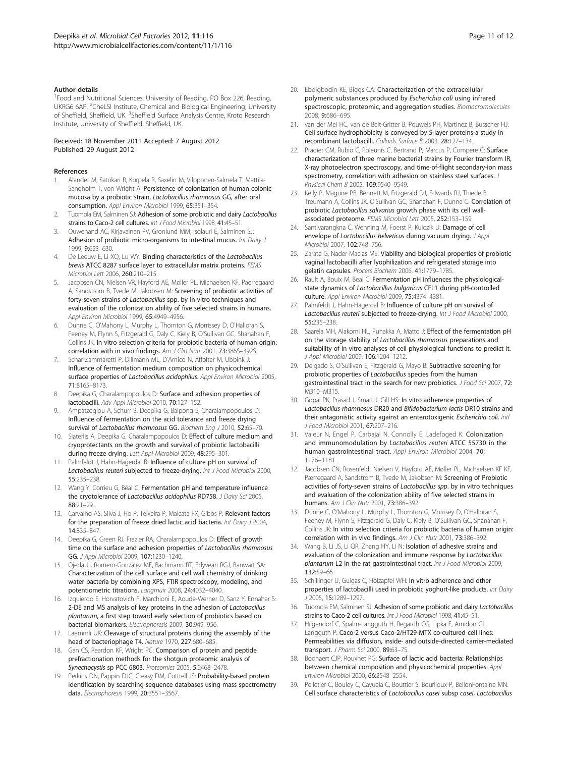#### Author details

[1]Food and Nutritional Sciences, University of Reading, PO Box 226, Reading, UKRG6 6AP. [2]CheLSI Institute, Chemical and Biological Engineering, University of Sheffield, Sheffield, UK. [3]Sheffield Surface Analysis Centre, Kroto Research Institute, University of Sheffield, Sheffield, UK.

Received: 18 November 2011 Accepted: 7 August 2012
Published: 29 August 2012

#### References

1. Alander M, Satokari R, Korpela R, Saxelin M, Vilpponen-Salmela T, Mattila-Sandholm T, von Wright A: **Persistence of colonization of human colonic mucosa by a probiotic strain, *Lactobacillus rhamnosus* GG, after oral consumption.** *Appl Environ Microbiol* 1999, **65:**351–354.
2. Tuomola EM, Salminen SJ: **Adhesion of some probiotic and dairy *Lactobacillus* strains to Caco-2 cell cultures.** *Int J Food Microbiol* 1998, **41:**45–51.
3. Ouwehand AC, Kirjavainen PV, Gronlund MM, Isolauri E, Salminen SJ: **Adhesion of probiotic micro-organisms to intestinal mucus.** *Int Dairy J* 1999, **9:**623–630.
4. De Leeuw E, Li XQ, Lu WY: **Binding characteristics of the *Lactobacillus brevis* ATCC 8287 surface layer to extracellular matrix proteins.** *FEMS Microbiol Lett* 2006, **260:**210–215.
5. Jacobsen CN, Nielsen VR, Hayford AE, Moller PL, Michaelsen KF, Paerregaard A, Sandstrom B, Tvede M, Jakobsen M: **Screening of probiotic activities of forty-seven strains of *Lactobacillus* spp. by in vitro techniques and evaluation of the colonization ability of five selected strains in humans.** *Appl Environ Microbiol* 1999, **65:**4949–4956.
6. Dunne C, O'Mahony L, Murphy L, Thornton G, Morrissey D, O'Halloran S, Feeney M, Flynn S, Fitzgerald G, Daly C, Kiely B, O'Sullivan GC, Shanahan F, Collins JK: **In vitro selection criteria for probiotic bacteria of human origin: correlation with in vivo findings.** *Am J Clin Nutr* 2001, **73:**386S–392S.
7. Schar-Zammaretti P, Dillmann ML, D'Amico N, Affolter M, Ubbink J: **Influence of fermentation medium composition on physicochemical surface properties of *Lactobacillus acidophilus*.** *Appl Environ Microbiol* 2005, **71:**8165–8173.
8. Deepika G, Charalampopoulos D: **Surface and adhesion properties of lactobacilli.** *Adv Appl Microbiol* 2010, **70:**127–152.
9. Ampatzoglou A, Schurr B, Deepika G, Baipong S, Charalampopoulos D: **Influence of fermentation on the acid tolerance and freeze drying survival of *Lactobacillus rhamnosus* GG.** *Biochem Eng J* 2010, **52:**65–70.
10. Siaterlis A, Deepika G, Charalampopoulos D: **Effect of culture medium and cryoprotectants on the growth and survival of probiotic lactobacilli during freeze drying.** *Lett Appl Microbiol* 2009, **48:**295–301.
11. Palmfeldt J, Hahn-Hagerdal B: **Influence of culture pH on survival of *Lactobacillus reuteri* subjected to freeze-drying.** *Int J Food Microbiol* 2000, **55:**235–238.
12. Wang Y, Corrieu G, Béal C: **Fermentation pH and temperature influence the cryotolerance of *Lactobacillus acidophilus* RD758.** *J Dairy Sci* 2005, **88:**21–29.
13. Carvalho AS, Silva J, Ho P, Teixeira P, Malcata FX, Gibbs P: **Relevant factors for the preparation of freeze dried lactic acid bacteria.** *Int Dairy J* 2004, **14:**835–847.
14. Deepika G, Green RJ, Frazier RA, Charalampopoulos D: **Effect of growth time on the surface and adhesion properties of *Lactobacillus rhamnosus* GG.** *J Appl Microbiol* 2009, **107:**1230–1240.
15. Ojeda JJ, Romero-Gonzalez ME, Bachmann RT, Edyvean RGJ, Banwart SA: **Characterization of the cell surface and cell wall chemistry of drinking water bacteria by combining XPS, FTIR spectroscopy, modeling, and potentiometric titrations.** *Langmuir* 2008, **24:**4032–4040.
16. Izquierdo E, Horvatovich P, Marchioni E, Aoude-Werner D, Sanz Y, Ennahar S: **2-DE and MS analysis of key proteins in the adhesion of *Lactobacillus plantarum*, a first step toward early selection of probiotics based on bacterial biomarkers.** *Electrophoresis* 2009, **30:**949–956.
17. Laemmli UK: **Cleavage of structural proteins during the assembly of the head of bacteriophage T4.** *Nature* 1970, **227:**680–685.
18. Gan CS, Reardon KF, Wright PC: **Comparison of protein and peptide prefractionation methods for the shotgun proteomic analysis of *Synechocystis* sp PCC 6803.** *Proteomics* 2005, **5:**2468–2478.
19. Perkins DN, Pappin DJC, Creasy DM, Cottrell JS: **Probability-based protein identification by searching sequence databases using mass spectrometry data.** *Electrophoresis* 1999, **20:**3551–3567.
20. Eboigbodin KE, Biggs CA: **Characterization of the extracellular polymeric substances produced by *Escherichia coli* using infrared spectroscopic, proteomic, and aggregation studies.** *Biomacromolecules* 2008, **9:**686–695.
21. van der Mei HC, van de Belt-Gritter B, Pouwels PH, Martinez B, Busscher HJ: **Cell surface hydrophobicity is conveyed by S-layer proteins-a study in recombinant lactobacilli.** *Colloids Surface B* 2003, **28:**127–134.
22. Pradier CM, Rubio C, Poleunis C, Bertrand P, Marcus P, Compere C: **Surface characterization of three marine bacterial strains by Fourier transform IR, X-ray photoelectron spectroscopy, and time-of-flight secondary-ion mass spectrometry, correlation with adhesion on stainless steel surfaces.** *J Physical Chem B* 2005, **109:**9540–9549.
23. Kelly P, Maguire PB, Bennett M, Fitzgerald DJ, Edwards RJ, Thiede B, Treumann A, Collins JK, O'Sullivan GC, Shanahan F, Dunne C: **Correlation of probiotic *Lactobacillus salivarius* growth phase with its cell wall-associated proteome.** *FEMS Microbiol Lett* 2005, **252:**153–159.
24. Santivarangkna C, Wenning M, Foerst P, Kulozik U: **Damage of cell envelope of *Lactobacillus helveticus* during vacuum drying.** *J Appl Microbiol* 2007, **102:**748–756.
25. Zarate G, Nader-Macias ME: **Viability and biological properties of probiotic vaginal lactobacilli after lyophilization and refrigerated storage into gelatin capsules.** *Process Biochem* 2006, **41:**1779–1785.
26. Rault A, Bouix M, Beal C: **Fermentation pH influences the physiological-state dynamics of *Lactobacillus bulgaricus* CFL1 during pH-controlled culture.** *Appl Environ Microbiol* 2009, **75:**4374–4381.
27. Palmfeldt J, Hahn-Hagerdal B: **Influence of culture pH on survival of *Lactobacillus reuteri* subjected to freeze-drying.** *Int J Food Microbiol* 2000, **55:**235–238.
28. Saarela MH, Alakomi HL, Puhakka A, Matto J: **Effect of the fermentation pH on the storage stability of *Lactobacillus rhamnosus* preparations and suitability of in vitro analyses of cell physiological functions to predict it.** *J Appl Microbiol* 2009, **106:**1204–1212.
29. Delgado S, O'Sullivan E, Fitzgerald G, Mayo B: **Subtractive screening for probiotic properties of *Lactobacillus* species from the human gastrointestinal tract in the search for new probiotics.** *J Food Sci* 2007, **72:** M310–M315.
30. Gopal PK, Prasad J, Smart J, Gill HS: **In vitro adherence properties of *Lactobacillus rhamnosus* DR20 and *Bifidobacterium lactis* DR10 strains and their antagonistic activity against an enterotoxigenic *Escherichia coli*.** *Intl J Food Microbiol* 2001, **67:**207–216.
31. Valeur N, Engel P, Carbajal N, Connolly E, Ladefoged K: **Colonization and immunomodulation by *Lactobacillus reuteri* ATCC 55730 in the human gastrointestinal tract.** *Appl Environ Microbiol* 2004, **70:** 1176–1181.
32. Jacobsen CN, Rosenfeldt Nielsen V, Hayford AE, Møller PL, Michaelsen KF KF, Pærregaard A, Sandström B, Tvede M, Jakobsen M: **Screening of Probiotic activities of forty-seven strains of *Lactobacillus spp.* by in vitro techniques and evaluation of the colonization ability of five selected strains in humans.** *Am J Clin Nutr* 2001, **73:**386–392.
33. Dunne C, O'Mahony L, Murphy L, Thornton G, Morrisey D, O'Halloran S, Feeney M, Flynn S, Fitzgerald G, Daly C, Kiely B, O'Sullivan GC, Shanahan F, Collins JK: **In vitro selection criteria for probiotic bacteria of human origin: correlation with in vivo findings.** *Am J Clin Nutr* 2001, **73:**386–392.
34. Wang B, Li JS, Li QR, Zhang HY, Li N: **Isolation of adhesive strains and evaluation of the colonization and immune response by *Lactobacillus plantarum* L2 in the rat gastrointestinal tract.** *Int J Food Microbiol* 2009, **132:**59–66.
35. Schillinger U, Guigas C, Holzapfel WH: **In vitro adherence and other properties of lactobacilli used in probiotic yoghurt-like products.** *Int Dairy J* 2005, **15:**1289–1297.
36. Tuomola EM, Salminen SJ: **Adhesion of some probiotic and dairy *Lactobacillus* strains to Caco-2 cell cultures.** *Int J Food Microbiol* 1998, **41:**45–51.
37. Hilgendorf C, Spahn-Langguth H, Regardh CG, Lipka E, Amidon GL, Langguth P: **Caco-2 versus Caco-2/HT29-MTX co-cultured cell lines: Permeabilities via diffusion, inside- and outside-directed carrier-mediated transport.** *J Pharm Sci* 2000, **89:**63–75.
38. Boonaert CJP, Rouxhet PG: **Surface of lactic acid bacteria: Relationships between chemical composition and physicochemical properties.** *Appl Environ Microbiol* 2000, **66:**2548–2554.
39. Pelletier C, Bouley C, Cayuela C, Bouttier S, Bourlioux P, BellonFontaine MN: **Cell surface characteristics of *Lactobacillus casei* subsp *casei*, *Lactobacillus***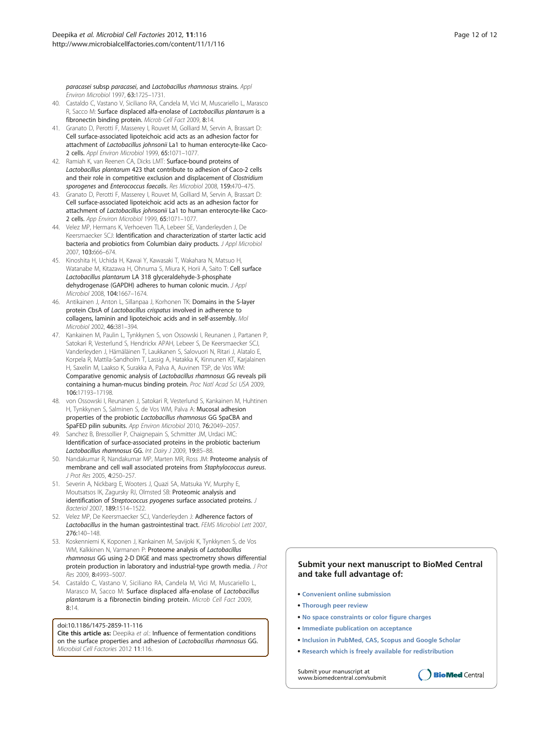paracasei subsp *paracasei*, and *Lactobacillus rhamnosus* strains. *Appl Environ Microbiol* 1997, **63:**1725–1731.

40. Castaldo C, Vastano V, Siciliano RA, Candela M, Vici M, Muscariello L, Marasco R, Sacco M: **Surface displaced alfa-enolase of *Lactobacillus plantarum* is a fibronectin binding protein.** *Microb Cell Fact* 2009, **8:**14.
41. Granato D, Perotti F, Masserey I, Rouvet M, Golliard M, Servin A, Brassart D: **Cell surface-associated lipoteichoic acid acts as an adhesion factor for attachment of *Lactobacillus johnsonii* La1 to human enterocyte-like Caco-2 cells.** *Appl Environ Microbiol* 1999, **65:**1071–1077.
42. Ramiah K, van Reenen CA, Dicks LMT: **Surface-bound proteins of *Lactobacillus plantarum* 423 that contribute to adhesion of Caco-2 cells and their role in competitive exclusion and displacement of *Clostridium sporogenes* and *Enterococcus faecalis*.** *Res Microbiol* 2008, **159:**470–475.
43. Granato D, Perotti F, Masserey I, Rouvet M, Golliard M, Servin A, Brassart D: **Cell surface-associated lipoteichoic acid acts as an adhesion factor for attachment of *Lactobacillus johnsonii* La1 to human enterocyte-like Caco-2 cells.** *App Environ Microbiol* 1999, **65:**1071–1077.
44. Velez MP, Hermans K, Verhoeven TLA, Lebeer SE, Vanderleyden J, De Keersmaecker SCJ: **Identification and characterization of starter lactic acid bacteria and probiotics from Columbian dairy products.** *J Appl Microbiol* 2007, **103:**666–674.
45. Kinoshita H, Uchida H, Kawai Y, Kawasaki T, Wakahara N, Matsuo H, Watanabe M, Kitazawa H, Ohnuma S, Miura K, Horii A, Saito T: **Cell surface *Lactobacillus plantarum* LA 318 glyceraldehyde-3-phosphate dehydrogenase (GAPDH) adheres to human colonic mucin.** *J Appl Microbiol* 2008, **104:**1667–1674.
46. Antikainen J, Anton L, Sillanpaa J, Korhonen TK: **Domains in the S-layer protein CbsA of *Lactobacillus crispatus* involved in adherence to collagens, laminin and lipoteichoic acids and in self-assembly.** *Mol Microbiol* 2002, **46:**381–394.
47. Kankainen M, Paulin L, Tynkkynen S, von Ossowski I, Reunanen J, Partanen P, Satokari R, Vesterlund S, Hendrickx APAH, Lebeer S, De Keersmaecker SCJ, Vanderleyden J, Hämäläinen T, Laukkanen S, Salovuori N, Ritari J, Alatalo E, Korpela R, Mattila-Sandholm T, Lassig A, Hatakka K, Kinnunen KT, Karjalainen H, Saxelin M, Laakso K, Surakka A, Palva A, Auvinen TSP, de Vos WM: **Comparative genomic analysis of *Lactobacillus rhamnosus* GG reveals pili containing a human-mucus binding protein.** *Proc Natl Acad Sci USA* 2009, **106:**17193–17198.
48. von Ossowski I, Reunanen J, Satokari R, Vesterlund S, Kankainen M, Huhtinen H, Tynkkynen S, Salminen S, de Vos WM, Palva A: **Mucosal adhesion properties of the probiotic *Lactobacillus rhamnosus* GG SpaCBA and SpaFED pilin subunits.** *App Environ Microbiol* 2010, **76:**2049–2057.
49. Sanchez B, Bressollier P, Chaignepain S, Schmitter JM, Urdaci MC: **Identification of surface-associated proteins in the probiotic bacterium *Lactobacillus rhamnosus* GG.** *Int Dairy J* 2009, **19:**85–88.
50. Nandakumar R, Nandakumar MP, Marten MR, Ross JM: **Proteome analysis of membrane and cell wall associated proteins from *Staphylococcus aureus*.** *J Prot Res* 2005, **4:**250–257.
51. Severin A, Nickbarg E, Wooters J, Quazi SA, Matsuka YV, Murphy E, Moutsatsos IK, Zagursky RJ, Olmsted SB: **Proteomic analysis and identification of *Streptococcus pyogenes* surface associated proteins.** *J Bacteriol* 2007, **189:**1514–1522.
52. Velez MP, De Keersmaecker SCJ, Vanderleyden J: **Adherence factors of *Lactobacillus* in the human gastrointestinal tract.** *FEMS Microbiol Lett* 2007, **276:**140–148.
53. Koskenniemi K, Koponen J, Kankainen M, Savijoki K, Tynkkynen S, de Vos WM, Kalkkinen N, Varmanen P: **Proteome analysis of *Lactobacillus rhamnosus* GG using 2-D DIGE and mass spectrometry shows differential protein production in laboratory and industrial-type growth media.** *J Prot Res* 2009, **8:**4993–5007.
54. Castaldo C, Vastano V, Siciliano RA, Candela M, Vici M, Muscariello L, Marasco M, Sacco M: **Surface displaced alfa-enolase of *Lactobacillus plantarum* is a fibronectin binding protein.** *Microb Cell Fact* 2009, **8:**14.

doi:10.1186/1475-2859-11-116
**Cite this article as:** Deepika *et al.*: Influence of fermentation conditions on the surface properties and adhesion of *Lactobacillus rhamnosus* GG. *Microbial Cell Factories* 2012 **11**:116.

**Submit your next manuscript to BioMed Central and take full advantage of:**

- **Convenient online submission**
- **Thorough peer review**
- **No space constraints or color figure charges**
- **Immediate publication on acceptance**
- **Inclusion in PubMed, CAS, Scopus and Google Scholar**
- **Research which is freely available for redistribution**

Submit your manuscript at
www.biomedcentral.com/submit

BioMed Central